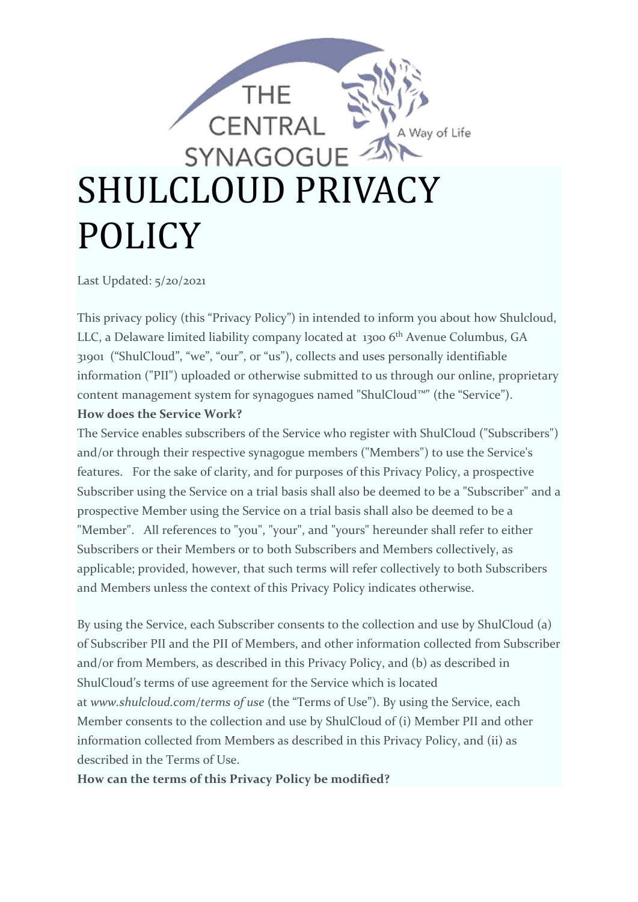THE CENTRAL SYNAGOGUE

A Way of Life

# SHULCLOUD PRIVACY POLICY

Last Updated: 5/20/2021

This privacy policy (this "Privacy Policy") in intended to inform you about how Shulcloud, LLC, a Delaware limited liability company located at 1300 6th Avenue Columbus, GA 31901 ("ShulCloud", "we", "our", or "us"), collects and uses personally identifiable information ("PII") uploaded or otherwise submitted to us through our online, proprietary content management system for synagogues named "ShulCloud™" (the "Service").

**How does the Service Work?**

The Service enables subscribers of the Service who register with ShulCloud ("Subscribers") and/or through their respective synagogue members ("Members") to use the Service's features. For the sake of clarity, and for purposes of this Privacy Policy, a prospective Subscriber using the Service on a trial basis shall also be deemed to be a "Subscriber" and a prospective Member using the Service on a trial basis shall also be deemed to be a "Member". All references to "you", "your", and "yours" hereunder shall refer to either Subscribers or their Members or to both Subscribers and Members collectively, as applicable; provided, however, that such terms will refer collectively to both Subscribers and Members unless the context of this Privacy Policy indicates otherwise.

By using the Service, each Subscriber consents to the collection and use by ShulCloud (a) of Subscriber PII and the PII of Members, and other information collected from Subscriber and/or from Members, as described in this Privacy Policy, and (b) as described in ShulCloud's terms of use agreement for the Service which is located at *www.shulcloud.com/terms of use* (the "Terms of Use"). By using the Service, each Member consents to the collection and use by ShulCloud of (i) Member PII and other information collected from Members as described in this Privacy Policy, and (ii) as described in the Terms of Use.

**How can the terms of this Privacy Policy be modified?**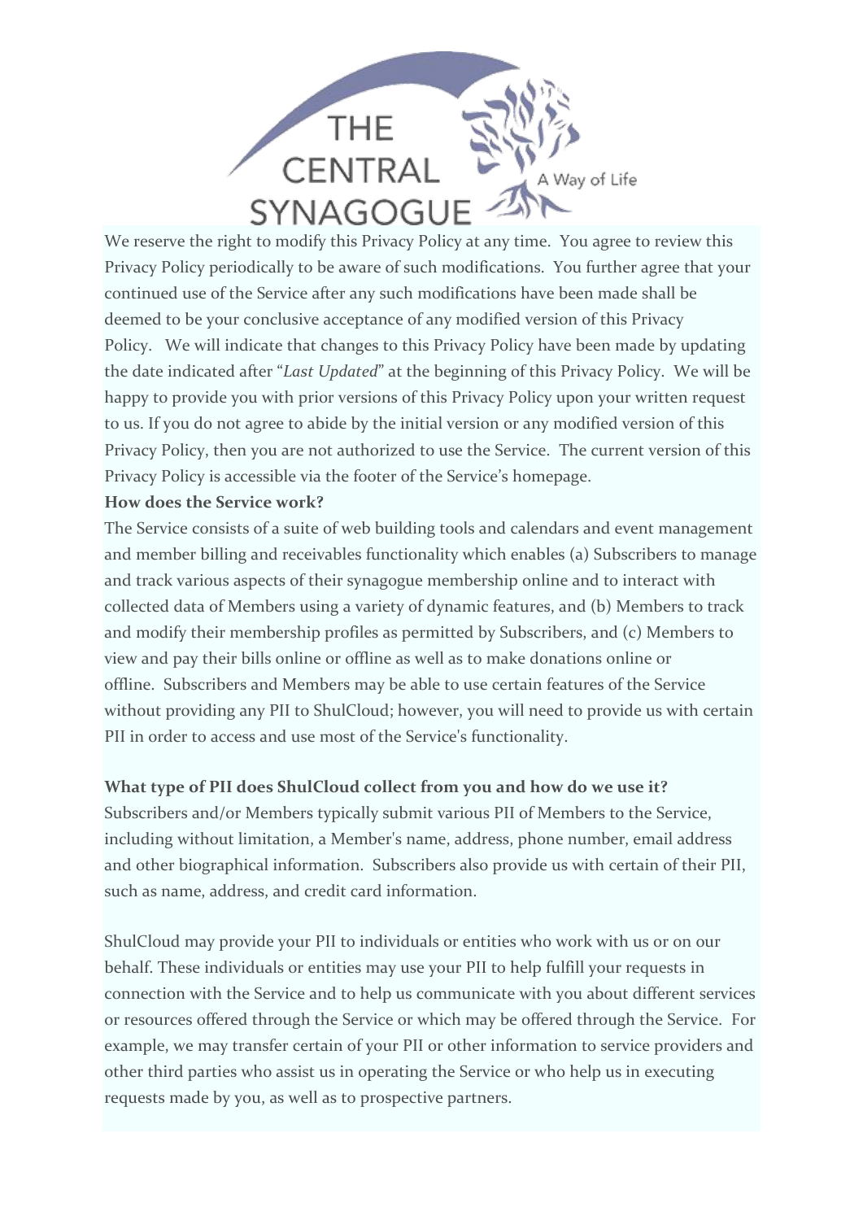We reserve the right to modify this Privacy Policy at any time. You agree to review this Privacy Policy periodically to be aware of such modifications. You further agree that your continued use of the Service after any such modifications have been made shall be deemed to be your conclusive acceptance of any modified version of this Privacy Policy. We will indicate that changes to this Privacy Policy have been made by updating the date indicated after "*Last Updated*" at the beginning of this Privacy Policy. We will be happy to provide you with prior versions of this Privacy Policy upon your written request to us. If you do not agree to abide by the initial version or any modified version of this Privacy Policy, then you are not authorized to use the Service. The current version of this Privacy Policy is accessible via the footer of the Service's homepage.

**How does the Service work?**

The Service consists of a suite of web building tools and calendars and event management and member billing and receivables functionality which enables (a) Subscribers to manage and track various aspects of their synagogue membership online and to interact with collected data of Members using a variety of dynamic features, and (b) Members to track and modify their membership profiles as permitted by Subscribers, and (c) Members to view and pay their bills online or offline as well as to make donations online or offline. Subscribers and Members may be able to use certain features of the Service without providing any PII to ShulCloud; however, you will need to provide us with certain PII in order to access and use most of the Service's functionality.

**What type of PII does ShulCloud collect from you and how do we use it?**

Subscribers and/or Members typically submit various PII of Members to the Service, including without limitation, a Member's name, address, phone number, email address and other biographical information. Subscribers also provide us with certain of their PII, such as name, address, and credit card information.

ShulCloud may provide your PII to individuals or entities who work with us or on our behalf. These individuals or entities may use your PII to help fulfill your requests in connection with the Service and to help us communicate with you about different services or resources offered through the Service or which may be offered through the Service. For example, we may transfer certain of your PII or other information to service providers and other third parties who assist us in operating the Service or who help us in executing requests made by you, as well as to prospective partners.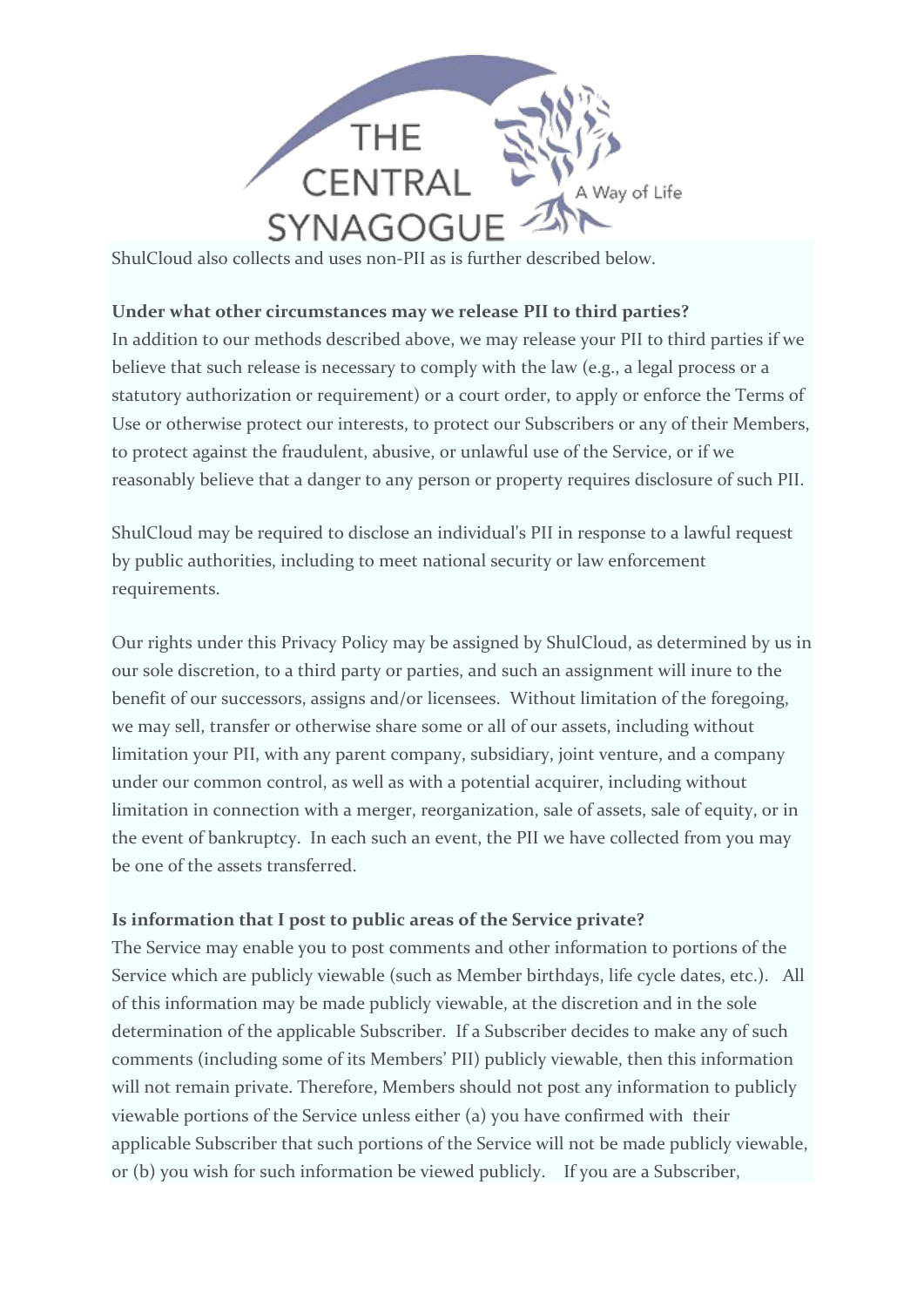ShulCloud also collects and uses non-PII as is further described below.

**Under what other circumstances may we release PII to third parties?**
In addition to our methods described above, we may release your PII to third parties if we believe that such release is necessary to comply with the law (e.g., a legal process or a statutory authorization or requirement) or a court order, to apply or enforce the Terms of Use or otherwise protect our interests, to protect our Subscribers or any of their Members, to protect against the fraudulent, abusive, or unlawful use of the Service, or if we reasonably believe that a danger to any person or property requires disclosure of such PII.

ShulCloud may be required to disclose an individual's PII in response to a lawful request by public authorities, including to meet national security or law enforcement requirements.

Our rights under this Privacy Policy may be assigned by ShulCloud, as determined by us in our sole discretion, to a third party or parties, and such an assignment will inure to the benefit of our successors, assigns and/or licensees. Without limitation of the foregoing, we may sell, transfer or otherwise share some or all of our assets, including without limitation your PII, with any parent company, subsidiary, joint venture, and a company under our common control, as well as with a potential acquirer, including without limitation in connection with a merger, reorganization, sale of assets, sale of equity, or in the event of bankruptcy. In each such an event, the PII we have collected from you may be one of the assets transferred.

**Is information that I post to public areas of the Service private?**
The Service may enable you to post comments and other information to portions of the Service which are publicly viewable (such as Member birthdays, life cycle dates, etc.). All of this information may be made publicly viewable, at the discretion and in the sole determination of the applicable Subscriber. If a Subscriber decides to make any of such comments (including some of its Members' PII) publicly viewable, then this information will not remain private. Therefore, Members should not post any information to publicly viewable portions of the Service unless either (a) you have confirmed with their applicable Subscriber that such portions of the Service will not be made publicly viewable, or (b) you wish for such information be viewed publicly. If you are a Subscriber,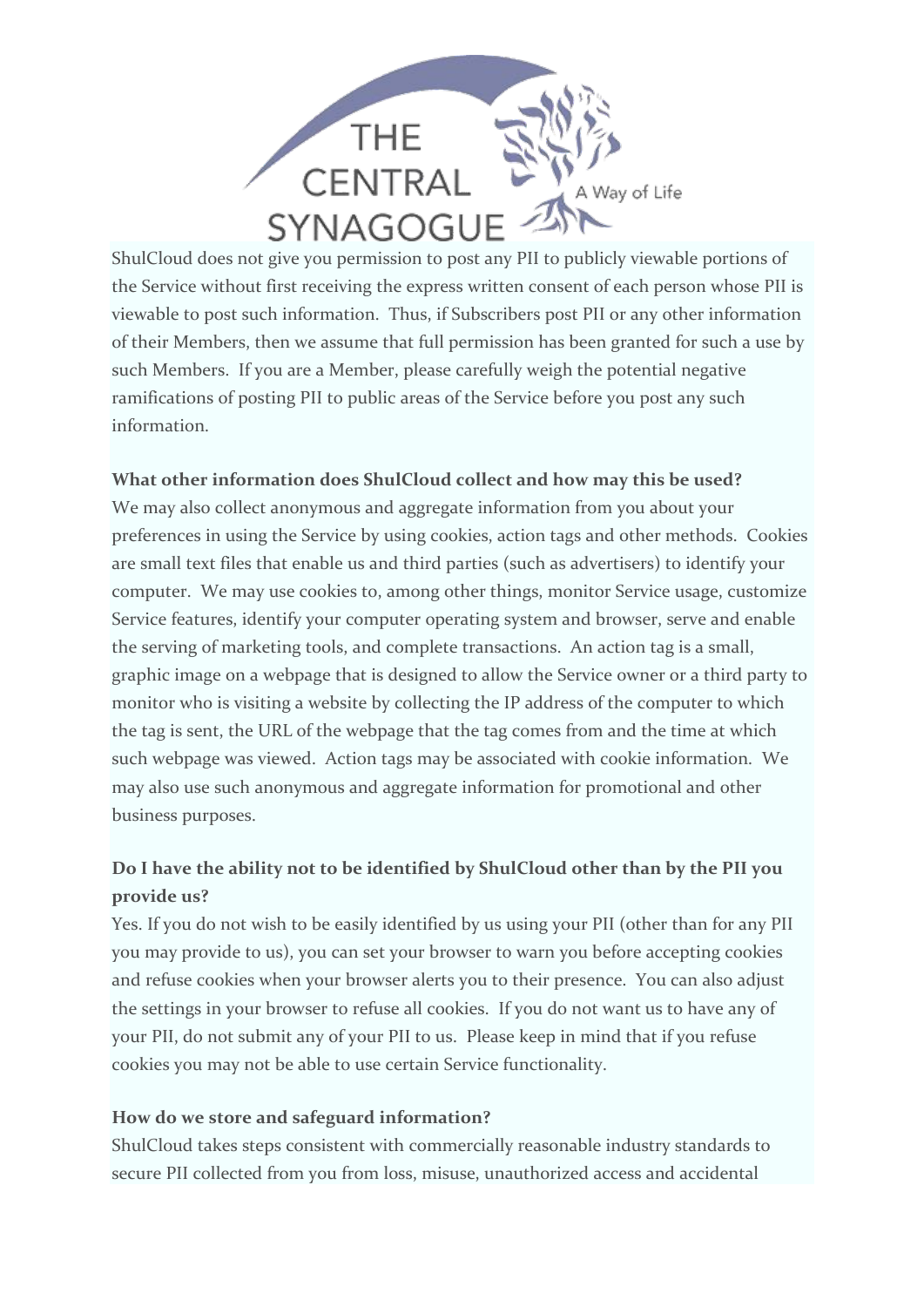ShulCloud does not give you permission to post any PII to publicly viewable portions of the Service without first receiving the express written consent of each person whose PII is viewable to post such information.  Thus, if Subscribers post PII or any other information of their Members, then we assume that full permission has been granted for such a use by such Members.  If you are a Member, please carefully weigh the potential negative ramifications of posting PII to public areas of the Service before you post any such information.

**What other information does ShulCloud collect and how may this be used?**
We may also collect anonymous and aggregate information from you about your preferences in using the Service by using cookies, action tags and other methods.  Cookies are small text files that enable us and third parties (such as advertisers) to identify your computer.  We may use cookies to, among other things, monitor Service usage, customize Service features, identify your computer operating system and browser, serve and enable the serving of marketing tools, and complete transactions.  An action tag is a small, graphic image on a webpage that is designed to allow the Service owner or a third party to monitor who is visiting a website by collecting the IP address of the computer to which the tag is sent, the URL of the webpage that the tag comes from and the time at which such webpage was viewed.  Action tags may be associated with cookie information.  We may also use such anonymous and aggregate information for promotional and other business purposes.

**Do I have the ability not to be identified by ShulCloud other than by the PII you provide us?**
Yes. If you do not wish to be easily identified by us using your PII (other than for any PII you may provide to us), you can set your browser to warn you before accepting cookies and refuse cookies when your browser alerts you to their presence.  You can also adjust the settings in your browser to refuse all cookies.  If you do not want us to have any of your PII, do not submit any of your PII to us.  Please keep in mind that if you refuse cookies you may not be able to use certain Service functionality.

**How do we store and safeguard information?**
ShulCloud takes steps consistent with commercially reasonable industry standards to secure PII collected from you from loss, misuse, unauthorized access and accidental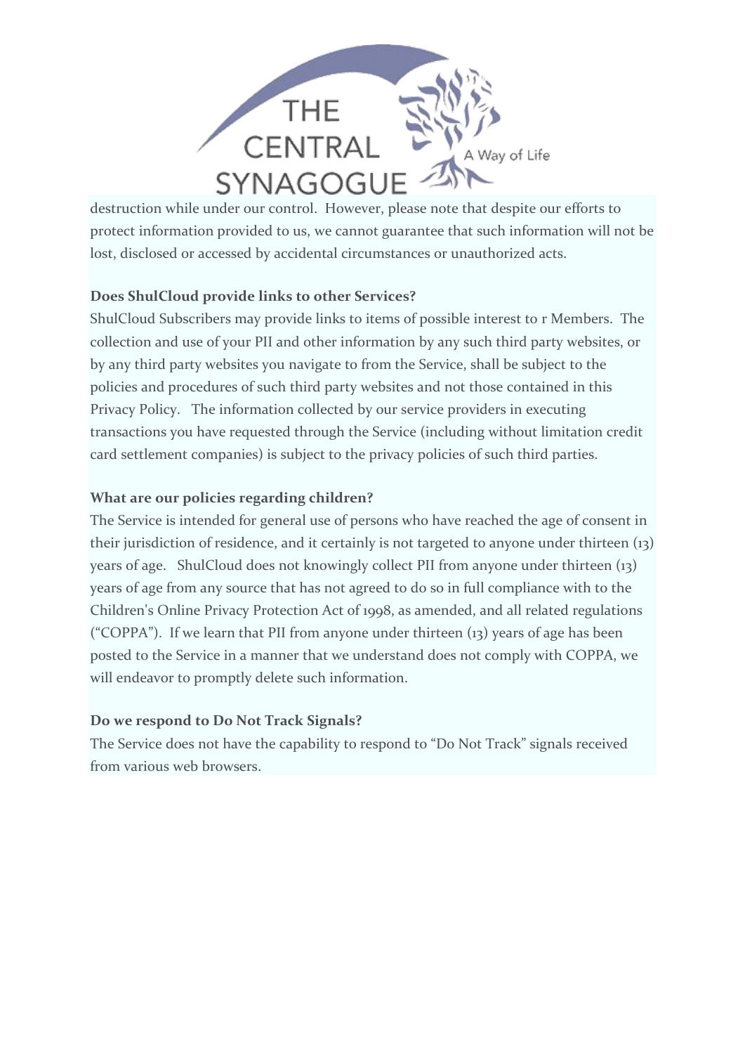destruction while under our control. However, please note that despite our efforts to protect information provided to us, we cannot guarantee that such information will not be lost, disclosed or accessed by accidental circumstances or unauthorized acts.

**Does ShulCloud provide links to other Services?**

ShulCloud Subscribers may provide links to items of possible interest to r Members. The collection and use of your PII and other information by any such third party websites, or by any third party websites you navigate to from the Service, shall be subject to the policies and procedures of such third party websites and not those contained in this Privacy Policy. The information collected by our service providers in executing transactions you have requested through the Service (including without limitation credit card settlement companies) is subject to the privacy policies of such third parties.

**What are our policies regarding children?**

The Service is intended for general use of persons who have reached the age of consent in their jurisdiction of residence, and it certainly is not targeted to anyone under thirteen (13) years of age. ShulCloud does not knowingly collect PII from anyone under thirteen (13) years of age from any source that has not agreed to do so in full compliance with to the Children's Online Privacy Protection Act of 1998, as amended, and all related regulations ("COPPA"). If we learn that PII from anyone under thirteen (13) years of age has been posted to the Service in a manner that we understand does not comply with COPPA, we will endeavor to promptly delete such information.

**Do we respond to Do Not Track Signals?**

The Service does not have the capability to respond to "Do Not Track" signals received from various web browsers.